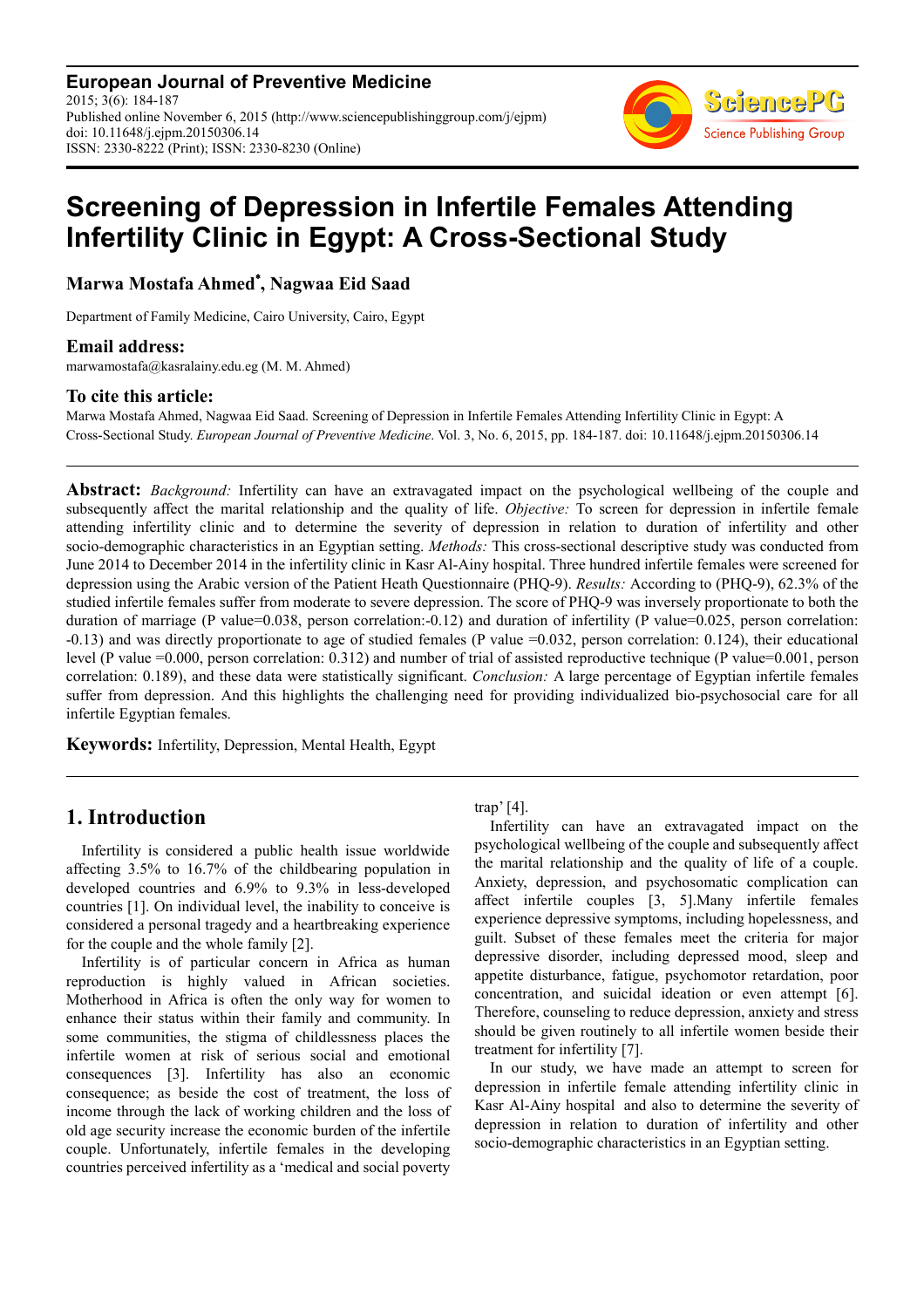**European Journal of Preventive Medicine**
2015; 3(6): 184-187
Published online November 6, 2015 (http://www.sciencepublishinggroup.com/j/ejpm)
doi: 10.11648/j.ejpm.20150306.14
ISSN: 2330-8222 (Print); ISSN: 2330-8230 (Online)

# Screening of Depression in Infertile Females Attending Infertility Clinic in Egypt: A Cross-Sectional Study

**Marwa Mostafa Ahmed*, Nagwaa Eid Saad**

Department of Family Medicine, Cairo University, Cairo, Egypt

### Email address:

marwamostafa@kasralainy.edu.eg (M. M. Ahmed)

### To cite this article:

Marwa Mostafa Ahmed, Nagwaa Eid Saad. Screening of Depression in Infertile Females Attending Infertility Clinic in Egypt: A Cross-Sectional Study. *European Journal of Preventive Medicine*. Vol. 3, No. 6, 2015, pp. 184-187. doi: 10.11648/j.ejpm.20150306.14

---

**Abstract:** *Background:* Infertility can have an extravagated impact on the psychological wellbeing of the couple and subsequently affect the marital relationship and the quality of life. *Objective:* To screen for depression in infertile female attending infertility clinic and to determine the severity of depression in relation to duration of infertility and other socio-demographic characteristics in an Egyptian setting. *Methods:* This cross-sectional descriptive study was conducted from June 2014 to December 2014 in the infertility clinic in Kasr Al-Ainy hospital. Three hundred infertile females were screened for depression using the Arabic version of the Patient Heath Questionnaire (PHQ-9). *Results:* According to (PHQ-9), 62.3% of the studied infertile females suffer from moderate to severe depression. The score of PHQ-9 was inversely proportionate to both the duration of marriage (P value=0.038, person correlation:-0.12) and duration of infertility (P value=0.025, person correlation: -0.13) and was directly proportionate to age of studied females (P value =0.032, person correlation: 0.124), their educational level (P value =0.000, person correlation: 0.312) and number of trial of assisted reproductive technique (P value=0.001, person correlation: 0.189), and these data were statistically significant. *Conclusion:* A large percentage of Egyptian infertile females suffer from depression. And this highlights the challenging need for providing individualized bio-psychosocial care for all infertile Egyptian females.

**Keywords:** Infertility, Depression, Mental Health, Egypt

---

## 1. Introduction

Infertility is considered a public health issue worldwide affecting 3.5% to 16.7% of the childbearing population in developed countries and 6.9% to 9.3% in less-developed countries [1]. On individual level, the inability to conceive is considered a personal tragedy and a heartbreaking experience for the couple and the whole family [2].

Infertility is of particular concern in Africa as human reproduction is highly valued in African societies. Motherhood in Africa is often the only way for women to enhance their status within their family and community. In some communities, the stigma of childlessness places the infertile women at risk of serious social and emotional consequences [3]. Infertility has also an economic consequence; as beside the cost of treatment, the loss of income through the lack of working children and the loss of old age security increase the economic burden of the infertile couple. Unfortunately, infertile females in the developing countries perceived infertility as a 'medical and social poverty trap' [4].

Infertility can have an extravagated impact on the psychological wellbeing of the couple and subsequently affect the marital relationship and the quality of life of a couple. Anxiety, depression, and psychosomatic complication can affect infertile couples [3, 5].Many infertile females experience depressive symptoms, including hopelessness, and guilt. Subset of these females meet the criteria for major depressive disorder, including depressed mood, sleep and appetite disturbance, fatigue, psychomotor retardation, poor concentration, and suicidal ideation or even attempt [6]. Therefore, counseling to reduce depression, anxiety and stress should be given routinely to all infertile women beside their treatment for infertility [7].

In our study, we have made an attempt to screen for depression in infertile female attending infertility clinic in Kasr Al-Ainy hospital and also to determine the severity of depression in relation to duration of infertility and other socio-demographic characteristics in an Egyptian setting.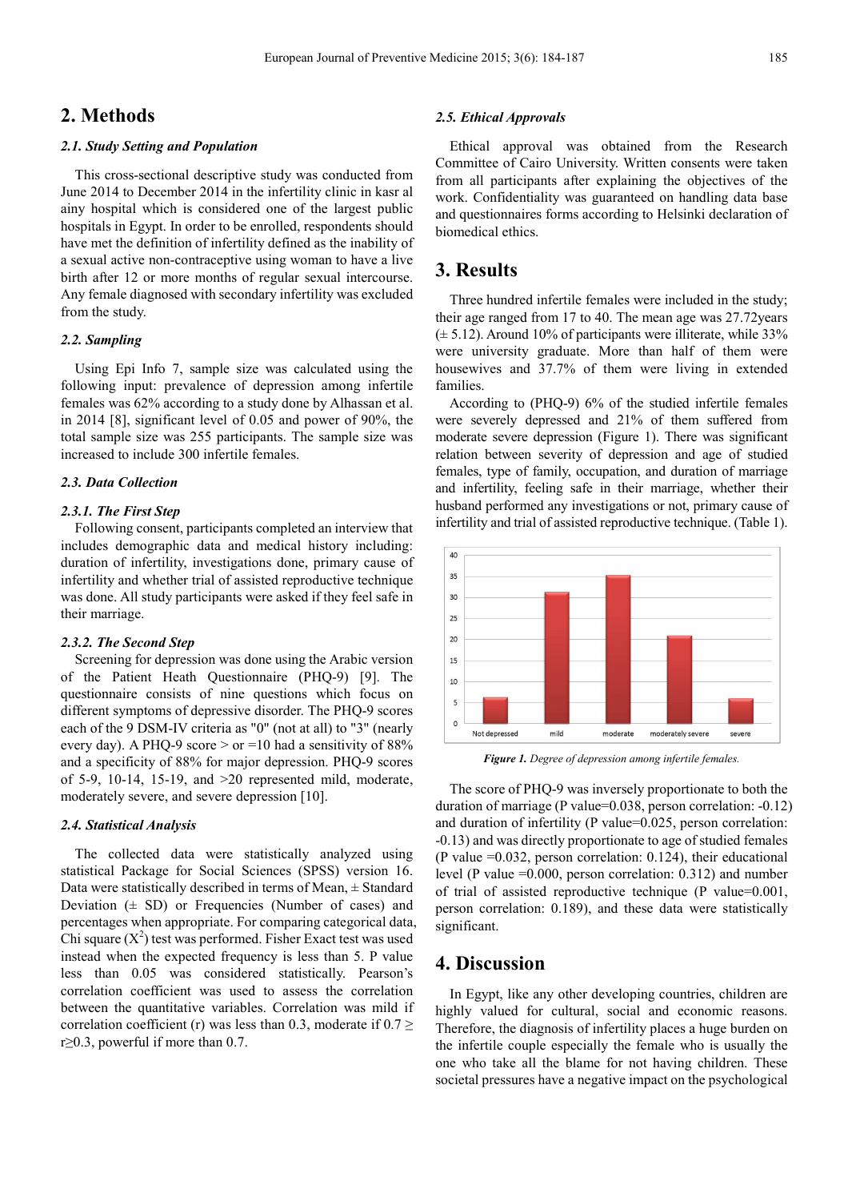## 2. Methods

### 2.1. Study Setting and Population

This cross-sectional descriptive study was conducted from June 2014 to December 2014 in the infertility clinic in kasr al ainy hospital which is considered one of the largest public hospitals in Egypt. In order to be enrolled, respondents should have met the definition of infertility defined as the inability of a sexual active non-contraceptive using woman to have a live birth after 12 or more months of regular sexual intercourse. Any female diagnosed with secondary infertility was excluded from the study.

### 2.2. Sampling

Using Epi Info 7, sample size was calculated using the following input: prevalence of depression among infertile females was 62% according to a study done by Alhassan et al. in 2014 [8], significant level of 0.05 and power of 90%, the total sample size was 255 participants. The sample size was increased to include 300 infertile females.

### 2.3. Data Collection

#### 2.3.1. The First Step

Following consent, participants completed an interview that includes demographic data and medical history including: duration of infertility, investigations done, primary cause of infertility and whether trial of assisted reproductive technique was done. All study participants were asked if they feel safe in their marriage.

#### 2.3.2. The Second Step

Screening for depression was done using the Arabic version of the Patient Heath Questionnaire (PHQ-9) [9]. The questionnaire consists of nine questions which focus on different symptoms of depressive disorder. The PHQ-9 scores each of the 9 DSM-IV criteria as "0" (not at all) to "3" (nearly every day). A PHQ-9 score > or =10 had a sensitivity of 88% and a specificity of 88% for major depression. PHQ-9 scores of 5-9, 10-14, 15-19, and >20 represented mild, moderate, moderately severe, and severe depression [10].

### 2.4. Statistical Analysis

The collected data were statistically analyzed using statistical Package for Social Sciences (SPSS) version 16. Data were statistically described in terms of Mean, ± Standard Deviation (± SD) or Frequencies (Number of cases) and percentages when appropriate. For comparing categorical data, Chi square ($X^2$) test was performed. Fisher Exact test was used instead when the expected frequency is less than 5. P value less than 0.05 was considered statistically. Pearson's correlation coefficient was used to assess the correlation between the quantitative variables. Correlation was mild if correlation coefficient (r) was less than 0.3, moderate if $0.7 \geq r \geq 0.3$, powerful if more than 0.7.

### 2.5. Ethical Approvals

Ethical approval was obtained from the Research Committee of Cairo University. Written consents were taken from all participants after explaining the objectives of the work. Confidentiality was guaranteed on handling data base and questionnaires forms according to Helsinki declaration of biomedical ethics.

## 3. Results

Three hundred infertile females were included in the study; their age ranged from 17 to 40. The mean age was 27.72years (± 5.12). Around 10% of participants were illiterate, while 33% were university graduate. More than half of them were housewives and 37.7% of them were living in extended families.

According to (PHQ-9) 6% of the studied infertile females were severely depressed and 21% of them suffered from moderate severe depression (Figure 1). There was significant relation between severity of depression and age of studied females, type of family, occupation, and duration of marriage and infertility, feeling safe in their marriage, whether their husband performed any investigations or not, primary cause of infertility and trial of assisted reproductive technique. (Table 1).

*Figure 1. Degree of depression among infertile females.*

The score of PHQ-9 was inversely proportionate to both the duration of marriage (P value=0.038, person correlation: -0.12) and duration of infertility (P value=0.025, person correlation: -0.13) and was directly proportionate to age of studied females (P value =0.032, person correlation: 0.124), their educational level (P value =0.000, person correlation: 0.312) and number of trial of assisted reproductive technique (P value=0.001, person correlation: 0.189), and these data were statistically significant.

## 4. Discussion

In Egypt, like any other developing countries, children are highly valued for cultural, social and economic reasons. Therefore, the diagnosis of infertility places a huge burden on the infertile couple especially the female who is usually the one who take all the blame for not having children. These societal pressures have a negative impact on the psychological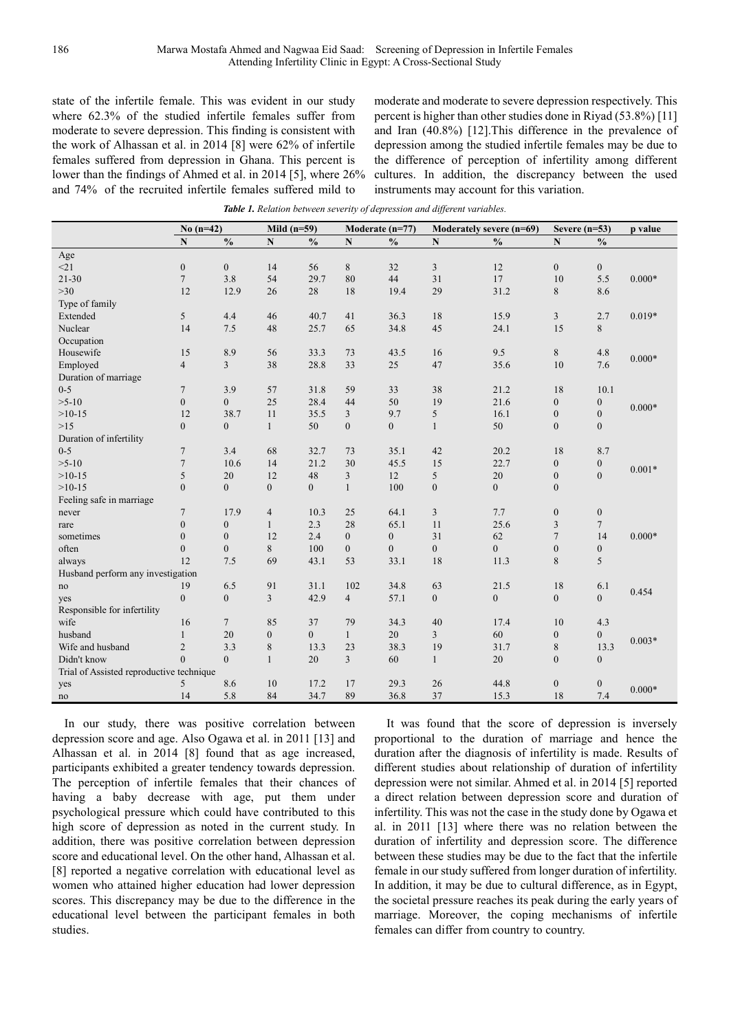state of the infertile female. This was evident in our study where 62.3% of the studied infertile females suffer from moderate to severe depression. This finding is consistent with the work of Alhassan et al. in 2014 [8] were 62% of infertile females suffered from depression in Ghana. This percent is lower than the findings of Ahmed et al. in 2014 [5], where 26% and 74% of the recruited infertile females suffered mild to moderate and moderate to severe depression respectively. This percent is higher than other studies done in Riyad (53.8%) [11] and Iran (40.8%) [12].This difference in the prevalence of depression among the studied infertile females may be due to the difference of perception of infertility among different cultures. In addition, the discrepancy between the used instruments may account for this variation.

*Table 1. Relation between severity of depression and different variables.*

| | No (n=42) | | Mild (n=59) | | Moderate (n=77) | | Moderately severe (n=69) | | Severe (n=53) | | p value |
|---|---|---|---|---|---|---|---|---|---|---|---|
| | N | % | N | % | N | % | N | % | N | % | |
| Age | | | | | | | | | | | |
| <21 | 0 | 0 | 14 | 56 | 8 | 32 | 3 | 12 | 0 | 0 | |
| 21-30 | 7 | 3.8 | 54 | 29.7 | 80 | 44 | 31 | 17 | 10 | 5.5 | 0.000* |
| >30 | 12 | 12.9 | 26 | 28 | 18 | 19.4 | 29 | 31.2 | 8 | 8.6 | |
| Type of family | | | | | | | | | | | |
| Extended | 5 | 4.4 | 46 | 40.7 | 41 | 36.3 | 18 | 15.9 | 3 | 2.7 | 0.019* |
| Nuclear | 14 | 7.5 | 48 | 25.7 | 65 | 34.8 | 45 | 24.1 | 15 | 8 | |
| Occupation | | | | | | | | | | | |
| Housewife | 15 | 8.9 | 56 | 33.3 | 73 | 43.5 | 16 | 9.5 | 8 | 4.8 | 0.000* |
| Employed | 4 | 3 | 38 | 28.8 | 33 | 25 | 47 | 35.6 | 10 | 7.6 | |
| Duration of marriage | | | | | | | | | | | |
| 0-5 | 7 | 3.9 | 57 | 31.8 | 59 | 33 | 38 | 21.2 | 18 | 10.1 | |
| >5-10 | 0 | 0 | 25 | 28.4 | 44 | 50 | 19 | 21.6 | 0 | 0 | 0.000* |
| >10-15 | 12 | 38.7 | 11 | 35.5 | 3 | 9.7 | 5 | 16.1 | 0 | 0 | |
| >15 | 0 | 0 | 1 | 50 | 0 | 0 | 1 | 50 | 0 | 0 | |
| Duration of infertility | | | | | | | | | | | |
| 0-5 | 7 | 3.4 | 68 | 32.7 | 73 | 35.1 | 42 | 20.2 | 18 | 8.7 | |
| >5-10 | 7 | 10.6 | 14 | 21.2 | 30 | 45.5 | 15 | 22.7 | 0 | 0 | 0.001* |
| >10-15 | 5 | 20 | 12 | 48 | 3 | 12 | 5 | 20 | 0 | 0 | |
| >10-15 | 0 | 0 | 0 | 0 | 1 | 100 | 0 | 0 | 0 | | |
| Feeling safe in marriage | | | | | | | | | | | |
| never | 7 | 17.9 | 4 | 10.3 | 25 | 64.1 | 3 | 7.7 | 0 | 0 | |
| rare | 0 | 0 | 1 | 2.3 | 28 | 65.1 | 11 | 25.6 | 3 | 7 | |
| sometimes | 0 | 0 | 12 | 2.4 | 0 | 0 | 31 | 62 | 7 | 14 | 0.000* |
| often | 0 | 0 | 8 | 100 | 0 | 0 | 0 | 0 | 0 | 0 | |
| always | 12 | 7.5 | 69 | 43.1 | 53 | 33.1 | 18 | 11.3 | 8 | 5 | |
| Husband perform any investigation | | | | | | | | | | | |
| no | 19 | 6.5 | 91 | 31.1 | 102 | 34.8 | 63 | 21.5 | 18 | 6.1 | 0.454 |
| yes | 0 | 0 | 3 | 42.9 | 4 | 57.1 | 0 | 0 | 0 | 0 | |
| Responsible for infertility | | | | | | | | | | | |
| wife | 16 | 7 | 85 | 37 | 79 | 34.3 | 40 | 17.4 | 10 | 4.3 | |
| husband | 1 | 20 | 0 | 0 | 1 | 20 | 3 | 60 | 0 | 0 | 0.003* |
| Wife and husband | 2 | 3.3 | 8 | 13.3 | 23 | 38.3 | 19 | 31.7 | 8 | 13.3 | |
| Didn't know | 0 | 0 | 1 | 20 | 3 | 60 | 1 | 20 | 0 | 0 | |
| Trial of Assisted reproductive technique | | | | | | | | | | | |
| yes | 5 | 8.6 | 10 | 17.2 | 17 | 29.3 | 26 | 44.8 | 0 | 0 | 0.000* |
| no | 14 | 5.8 | 84 | 34.7 | 89 | 36.8 | 37 | 15.3 | 18 | 7.4 | |

In our study, there was positive correlation between depression score and age. Also Ogawa et al. in 2011 [13] and Alhassan et al. in 2014 [8] found that as age increased, participants exhibited a greater tendency towards depression. The perception of infertile females that their chances of having a baby decrease with age, put them under psychological pressure which could have contributed to this high score of depression as noted in the current study. In addition, there was positive correlation between depression score and educational level. On the other hand, Alhassan et al. [8] reported a negative correlation with educational level as women who attained higher education had lower depression scores. This discrepancy may be due to the difference in the educational level between the participant females in both studies.

It was found that the score of depression is inversely proportional to the duration of marriage and hence the duration after the diagnosis of infertility is made. Results of different studies about relationship of duration of infertility depression were not similar. Ahmed et al. in 2014 [5] reported a direct relation between depression score and duration of infertility. This was not the case in the study done by Ogawa et al. in 2011 [13] where there was no relation between the duration of infertility and depression score. The difference between these studies may be due to the fact that the infertile female in our study suffered from longer duration of infertility. In addition, it may be due to cultural difference, as in Egypt, the societal pressure reaches its peak during the early years of marriage. Moreover, the coping mechanisms of infertile females can differ from country to country.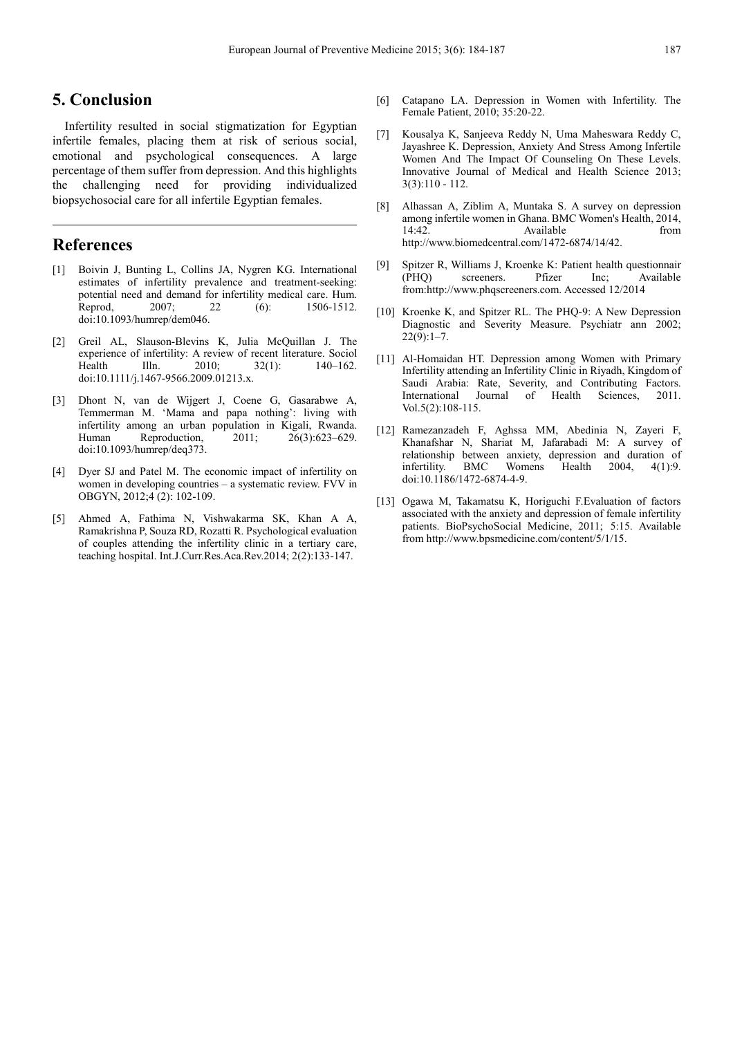## 5. Conclusion

Infertility resulted in social stigmatization for Egyptian infertile females, placing them at risk of serious social, emotional and psychological consequences. A large percentage of them suffer from depression. And this highlights the challenging need for providing individualized biopsychosocial care for all infertile Egyptian females.

## References

[1] Boivin J, Bunting L, Collins JA, Nygren KG. International estimates of infertility prevalence and treatment-seeking: potential need and demand for infertility medical care. Hum. Reprod, 2007; 22 (6): 1506-1512. doi:10.1093/humrep/dem046.

[2] Greil AL, Slauson-Blevins K, Julia McQuillan J. The experience of infertility: A review of recent literature. Sociol Health Illn. 2010; 32(1): 140–162. doi:10.1111/j.1467-9566.2009.01213.x.

[3] Dhont N, van de Wijgert J, Coene G, Gasarabwe A, Temmerman M. 'Mama and papa nothing': living with infertility among an urban population in Kigali, Rwanda. Human Reproduction, 2011; 26(3):623–629. doi:10.1093/humrep/deq373.

[4] Dyer SJ and Patel M. The economic impact of infertility on women in developing countries – a systematic review. FVV in OBGYN, 2012;4 (2): 102-109.

[5] Ahmed A, Fathima N, Vishwakarma SK, Khan A A, Ramakrishna P, Souza RD, Rozatti R. Psychological evaluation of couples attending the infertility clinic in a tertiary care, teaching hospital. Int.J.Curr.Res.Aca.Rev.2014; 2(2):133-147.

[6] Catapano LA. Depression in Women with Infertility. The Female Patient, 2010; 35:20-22.

[7] Kousalya K, Sanjeeva Reddy N, Uma Maheswara Reddy C, Jayashree K. Depression, Anxiety And Stress Among Infertile Women And The Impact Of Counseling On These Levels. Innovative Journal of Medical and Health Science 2013; 3(3):110 - 112.

[8] Alhassan A, Ziblim A, Muntaka S. A survey on depression among infertile women in Ghana. BMC Women's Health, 2014, 14:42. Available from http://www.biomedcentral.com/1472-6874/14/42.

[9] Spitzer R, Williams J, Kroenke K: Patient health questionnair (PHQ) screeners. Pfizer Inc; Available from:http://www.phqscreeners.com. Accessed 12/2014

[10] Kroenke K, and Spitzer RL. The PHQ-9: A New Depression Diagnostic and Severity Measure. Psychiatr ann 2002; 22(9):1–7.

[11] Al-Homaidan HT. Depression among Women with Primary Infertility attending an Infertility Clinic in Riyadh, Kingdom of Saudi Arabia: Rate, Severity, and Contributing Factors. International Journal of Health Sciences, 2011. Vol.5(2):108-115.

[12] Ramezanzadeh F, Aghssa MM, Abedinia N, Zayeri F, Khanafshar N, Shariat M, Jafarabadi M: A survey of relationship between anxiety, depression and duration of infertility. BMC Womens Health 2004, 4(1):9. doi:10.1186/1472-6874-4-9.

[13] Ogawa M, Takamatsu K, Horiguchi F.Evaluation of factors associated with the anxiety and depression of female infertility patients. BioPsychoSocial Medicine, 2011; 5:15. Available from http://www.bpsmedicine.com/content/5/1/15.